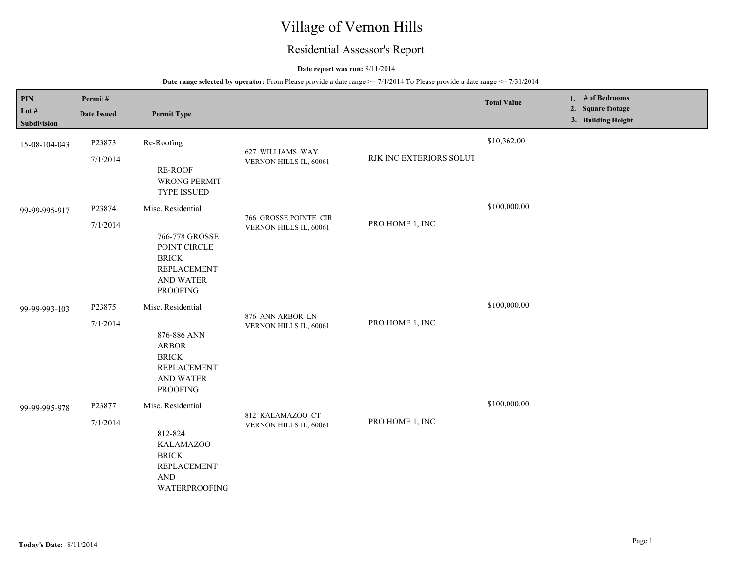# Village of Vernon Hills

## Residential Assessor's Report

**Date report was run:** 8/11/2014

**Date range selected by operator:** From Please provide a date range >= 7/1/2014 To Please provide a date range <= 7/31/2014

| PIN<br>Lot #<br>Subdivision | Permit #<br>Date Issued | Permit Type | | | Total Value | 1. # of Bedrooms<br>2. Square footage<br>3. Building Height |
|---|---|---|---|---|---|---|
| 15-08-104-043 | P23873<br>7/1/2014 | Re-Roofing<br>RE-ROOF WRONG PERMIT TYPE ISSUED | 627 WILLIAMS WAY<br>VERNON HILLS IL, 60061 | RJK INC EXTERIORS SOLUT | $10,362.00 | |
| 99-99-995-917 | P23874<br>7/1/2014 | Misc. Residential<br>766-778 GROSSE POINT CIRCLE BRICK REPLACEMENT AND WATER PROOFING | 766 GROSSE POINTE CIR<br>VERNON HILLS IL, 60061 | PRO HOME 1, INC | $100,000.00 | |
| 99-99-993-103 | P23875<br>7/1/2014 | Misc. Residential<br>876-886 ANN ARBOR BRICK REPLACEMENT AND WATER PROOFING | 876 ANN ARBOR LN<br>VERNON HILLS IL, 60061 | PRO HOME 1, INC | $100,000.00 | |
| 99-99-995-978 | P23877<br>7/1/2014 | Misc. Residential<br>812-824 KALAMAZOO BRICK REPLACEMENT AND WATERPROOFING | 812 KALAMAZOO CT<br>VERNON HILLS IL, 60061 | PRO HOME 1, INC | $100,000.00 | |

**Today's Date:** 8/11/2014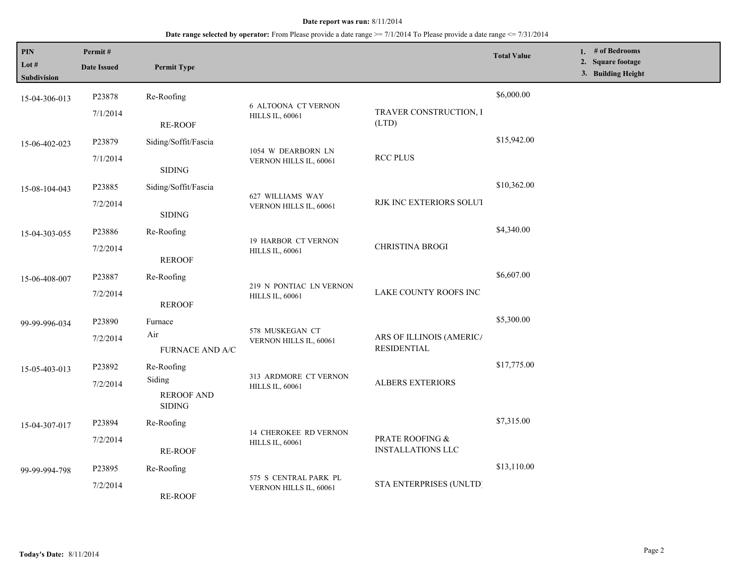**Date report was run:** 8/11/2014

**Date range selected by operator:** From Please provide a date range >= 7/1/2014 To Please provide a date range <= 7/31/2014

| PIN<br>Lot #<br>Subdivision | Permit #<br>Date Issued | Permit Type | | | Total Value | 1. # of Bedrooms<br>2. Square footage<br>3. Building Height |
|---|---|---|---|---|---|---|
| 15-04-306-013 | P23878<br>7/1/2014 | Re-Roofing<br>RE-ROOF | 6 ALTOONA CT VERNON HILLS IL, 60061 | TRAVER CONSTRUCTION, I (LTD) | $6,000.00 | |
| 15-06-402-023 | P23879<br>7/1/2014 | Siding/Soffit/Fascia<br>SIDING | 1054 W DEARBORN LN VERNON HILLS IL, 60061 | RCC PLUS | $15,942.00 | |
| 15-08-104-043 | P23885<br>7/2/2014 | Siding/Soffit/Fascia<br>SIDING | 627 WILLIAMS WAY VERNON HILLS IL, 60061 | RJK INC EXTERIORS SOLUT | $10,362.00 | |
| 15-04-303-055 | P23886<br>7/2/2014 | Re-Roofing<br>REROOF | 19 HARBOR CT VERNON HILLS IL, 60061 | CHRISTINA BROGI | $4,340.00 | |
| 15-06-408-007 | P23887<br>7/2/2014 | Re-Roofing<br>REROOF | 219 N PONTIAC LN VERNON HILLS IL, 60061 | LAKE COUNTY ROOFS INC | $6,607.00 | |
| 99-99-996-034 | P23890<br>7/2/2014 | Furnace<br>Air<br>FURNACE AND A/C | 578 MUSKEGAN CT VERNON HILLS IL, 60061 | ARS OF ILLINOIS (AMERIC/ RESIDENTIAL | $5,300.00 | |
| 15-05-403-013 | P23892<br>7/2/2014 | Re-Roofing<br>Siding<br>REROOF AND SIDING | 313 ARDMORE CT VERNON HILLS IL, 60061 | ALBERS EXTERIORS | $17,775.00 | |
| 15-04-307-017 | P23894<br>7/2/2014 | Re-Roofing<br>RE-ROOF | 14 CHEROKEE RD VERNON HILLS IL, 60061 | PRATE ROOFING & INSTALLATIONS LLC | $7,315.00 | |
| 99-99-994-798 | P23895<br>7/2/2014 | Re-Roofing<br>RE-ROOF | 575 S CENTRAL PARK PL VERNON HILLS IL, 60061 | STA ENTERPRISES (UNLTD) | $13,110.00 | |

**Today's Date:** 8/11/2014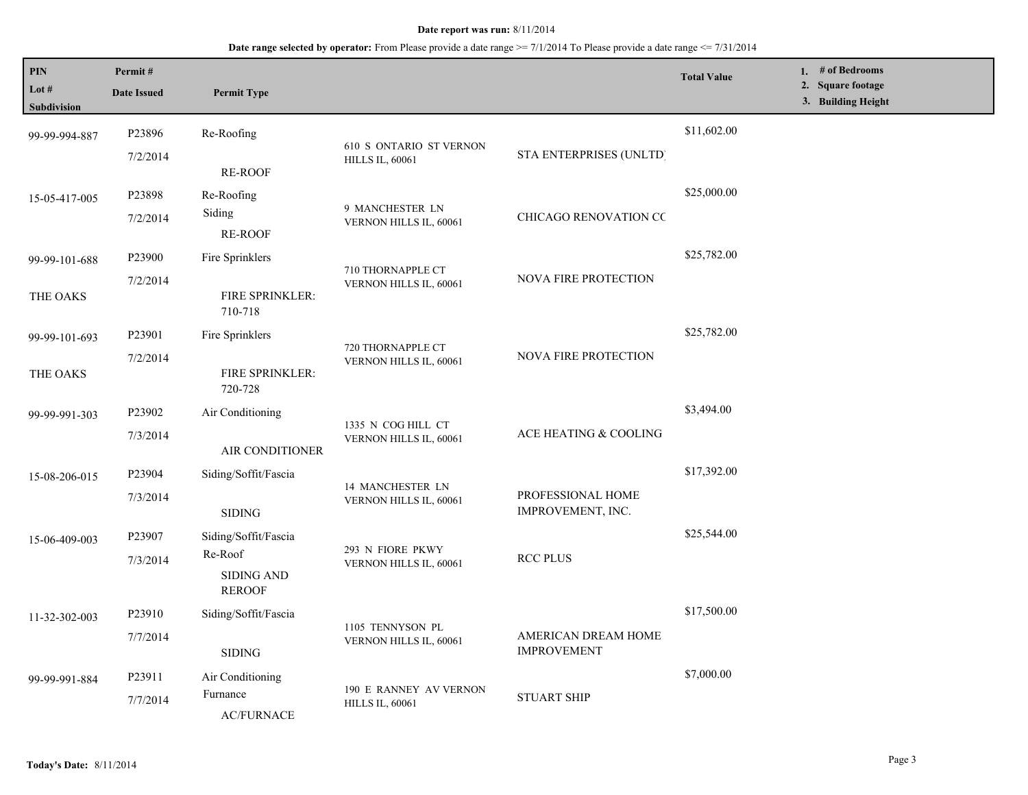**Date report was run:** 8/11/2014

**Date range selected by operator:** From Please provide a date range >= 7/1/2014 To Please provide a date range <= 7/31/2014

| PIN / Lot # / Subdivision | Permit # / Date Issued | Permit Type | Address | Contractor | Total Value | 1. # of Bedrooms 2. Square footage 3. Building Height |
|---|---|---|---|---|---|---|
| 99-99-994-887 | P23896<br>7/2/2014 | Re-Roofing<br>RE-ROOF | 610 S ONTARIO ST VERNON HILLS IL, 60061 | STA ENTERPRISES (UNLTD) | $11,602.00 | |
| 15-05-417-005 | P23898<br>7/2/2014 | Re-Roofing<br>Siding<br>RE-ROOF | 9 MANCHESTER LN VERNON HILLS IL, 60061 | CHICAGO RENOVATION CC | $25,000.00 | |
| 99-99-101-688<br>THE OAKS | P23900<br>7/2/2014 | Fire Sprinklers<br>FIRE SPRINKLER: 710-718 | 710 THORNAPPLE CT VERNON HILLS IL, 60061 | NOVA FIRE PROTECTION | $25,782.00 | |
| 99-99-101-693<br>THE OAKS | P23901<br>7/2/2014 | Fire Sprinklers<br>FIRE SPRINKLER: 720-728 | 720 THORNAPPLE CT VERNON HILLS IL, 60061 | NOVA FIRE PROTECTION | $25,782.00 | |
| 99-99-991-303 | P23902<br>7/3/2014 | Air Conditioning<br>AIR CONDITIONER | 1335 N COG HILL CT VERNON HILLS IL, 60061 | ACE HEATING & COOLING | $3,494.00 | |
| 15-08-206-015 | P23904<br>7/3/2014 | Siding/Soffit/Fascia<br>SIDING | 14 MANCHESTER LN VERNON HILLS IL, 60061 | PROFESSIONAL HOME IMPROVEMENT, INC. | $17,392.00 | |
| 15-06-409-003 | P23907<br>7/3/2014 | Siding/Soffit/Fascia<br>Re-Roof<br>SIDING AND REROOF | 293 N FIORE PKWY VERNON HILLS IL, 60061 | RCC PLUS | $25,544.00 | |
| 11-32-302-003 | P23910<br>7/7/2014 | Siding/Soffit/Fascia<br>SIDING | 1105 TENNYSON PL VERNON HILLS IL, 60061 | AMERICAN DREAM HOME IMPROVEMENT | $17,500.00 | |
| 99-99-991-884 | P23911<br>7/7/2014 | Air Conditioning<br>Furnance<br>AC/FURNACE | 190 E RANNEY AV VERNON HILLS IL, 60061 | STUART SHIP | $7,000.00 | |

**Today's Date:** 8/11/2014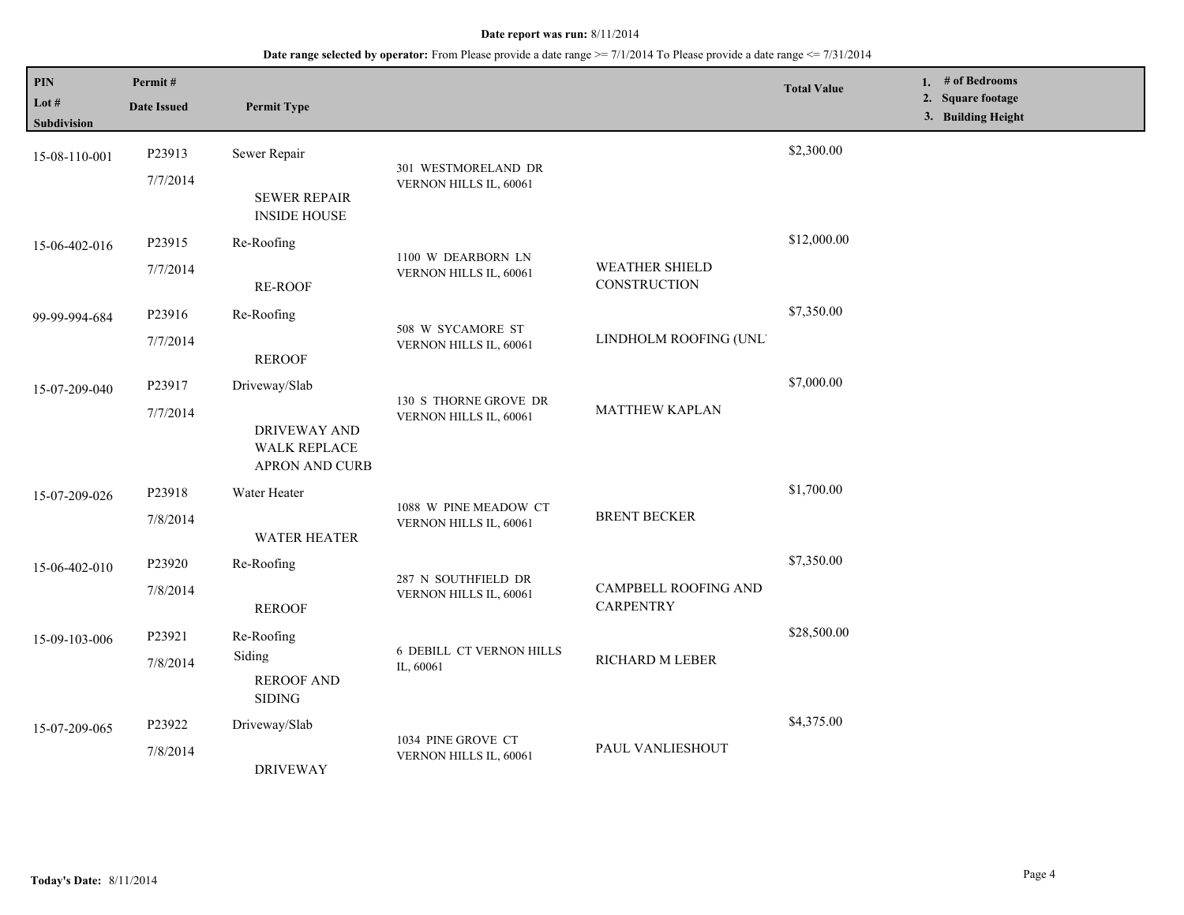**Date report was run:** 8/11/2014

**Date range selected by operator:** From Please provide a date range >= 7/1/2014 To Please provide a date range <= 7/31/2014

| PIN / Lot # / Subdivision | Permit # / Date Issued | Permit Type | | | Total Value | 1. # of Bedrooms 2. Square footage 3. Building Height |
|---|---|---|---|---|---|---|
| 15-08-110-001 | P23913 7/7/2014 | Sewer Repair SEWER REPAIR INSIDE HOUSE | 301 WESTMORELAND DR VERNON HILLS IL, 60061 | | $2,300.00 | |
| 15-06-402-016 | P23915 7/7/2014 | Re-Roofing RE-ROOF | 1100 W DEARBORN LN VERNON HILLS IL, 60061 | WEATHER SHIELD CONSTRUCTION | $12,000.00 | |
| 99-99-994-684 | P23916 7/7/2014 | Re-Roofing REROOF | 508 W SYCAMORE ST VERNON HILLS IL, 60061 | LINDHOLM ROOFING (UNL' | $7,350.00 | |
| 15-07-209-040 | P23917 7/7/2014 | Driveway/Slab DRIVEWAY AND WALK REPLACE APRON AND CURB | 130 S THORNE GROVE DR VERNON HILLS IL, 60061 | MATTHEW KAPLAN | $7,000.00 | |
| 15-07-209-026 | P23918 7/8/2014 | Water Heater WATER HEATER | 1088 W PINE MEADOW CT VERNON HILLS IL, 60061 | BRENT BECKER | $1,700.00 | |
| 15-06-402-010 | P23920 7/8/2014 | Re-Roofing REROOF | 287 N SOUTHFIELD DR VERNON HILLS IL, 60061 | CAMPBELL ROOFING AND CARPENTRY | $7,350.00 | |
| 15-09-103-006 | P23921 7/8/2014 | Re-Roofing Siding REROOF AND SIDING | 6 DEBILL CT VERNON HILLS IL, 60061 | RICHARD M LEBER | $28,500.00 | |
| 15-07-209-065 | P23922 7/8/2014 | Driveway/Slab DRIVEWAY | 1034 PINE GROVE CT VERNON HILLS IL, 60061 | PAUL VANLIESHOUT | $4,375.00 | |

**Today's Date:** 8/11/2014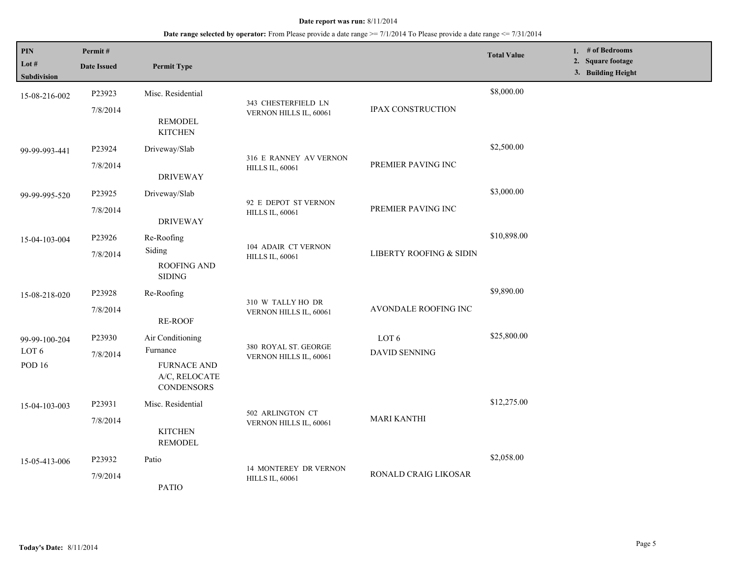**Date report was run:** 8/11/2014

**Date range selected by operator:** From Please provide a date range >= 7/1/2014 To Please provide a date range <= 7/31/2014

| PIN / Lot # / Subdivision | Permit # / Date Issued | Permit Type | | | Total Value | 1. # of Bedrooms 2. Square footage 3. Building Height |
|---|---|---|---|---|---|---|
| 15-08-216-002 | P23923<br>7/8/2014 | Misc. Residential<br>REMODEL KITCHEN | 343 CHESTERFIELD LN VERNON HILLS IL, 60061 | IPAX CONSTRUCTION | $8,000.00 | |
| 99-99-993-441 | P23924<br>7/8/2014 | Driveway/Slab<br>DRIVEWAY | 316 E RANNEY AV VERNON HILLS IL, 60061 | PREMIER PAVING INC | $2,500.00 | |
| 99-99-995-520 | P23925<br>7/8/2014 | Driveway/Slab<br>DRIVEWAY | 92 E DEPOT ST VERNON HILLS IL, 60061 | PREMIER PAVING INC | $3,000.00 | |
| 15-04-103-004 | P23926<br>7/8/2014 | Re-Roofing<br>Siding<br>ROOFING AND SIDING | 104 ADAIR CT VERNON HILLS IL, 60061 | LIBERTY ROOFING & SIDIN | $10,898.00 | |
| 15-08-218-020 | P23928<br>7/8/2014 | Re-Roofing<br>RE-ROOF | 310 W TALLY HO DR VERNON HILLS IL, 60061 | AVONDALE ROOFING INC | $9,890.00 | |
| 99-99-100-204<br>LOT 6<br>POD 16 | P23930<br>7/8/2014 | Air Conditioning<br>Furnance<br>FURNACE AND A/C, RELOCATE CONDENSORS | 380 ROYAL ST. GEORGE VERNON HILLS IL, 60061 | LOT 6<br>DAVID SENNING | $25,800.00 | |
| 15-04-103-003 | P23931<br>7/8/2014 | Misc. Residential<br>KITCHEN REMODEL | 502 ARLINGTON CT VERNON HILLS IL, 60061 | MARI KANTHI | $12,275.00 | |
| 15-05-413-006 | P23932<br>7/9/2014 | Patio<br>PATIO | 14 MONTEREY DR VERNON HILLS IL, 60061 | RONALD CRAIG LIKOSAR | $2,058.00 | |

**Today's Date:** 8/11/2014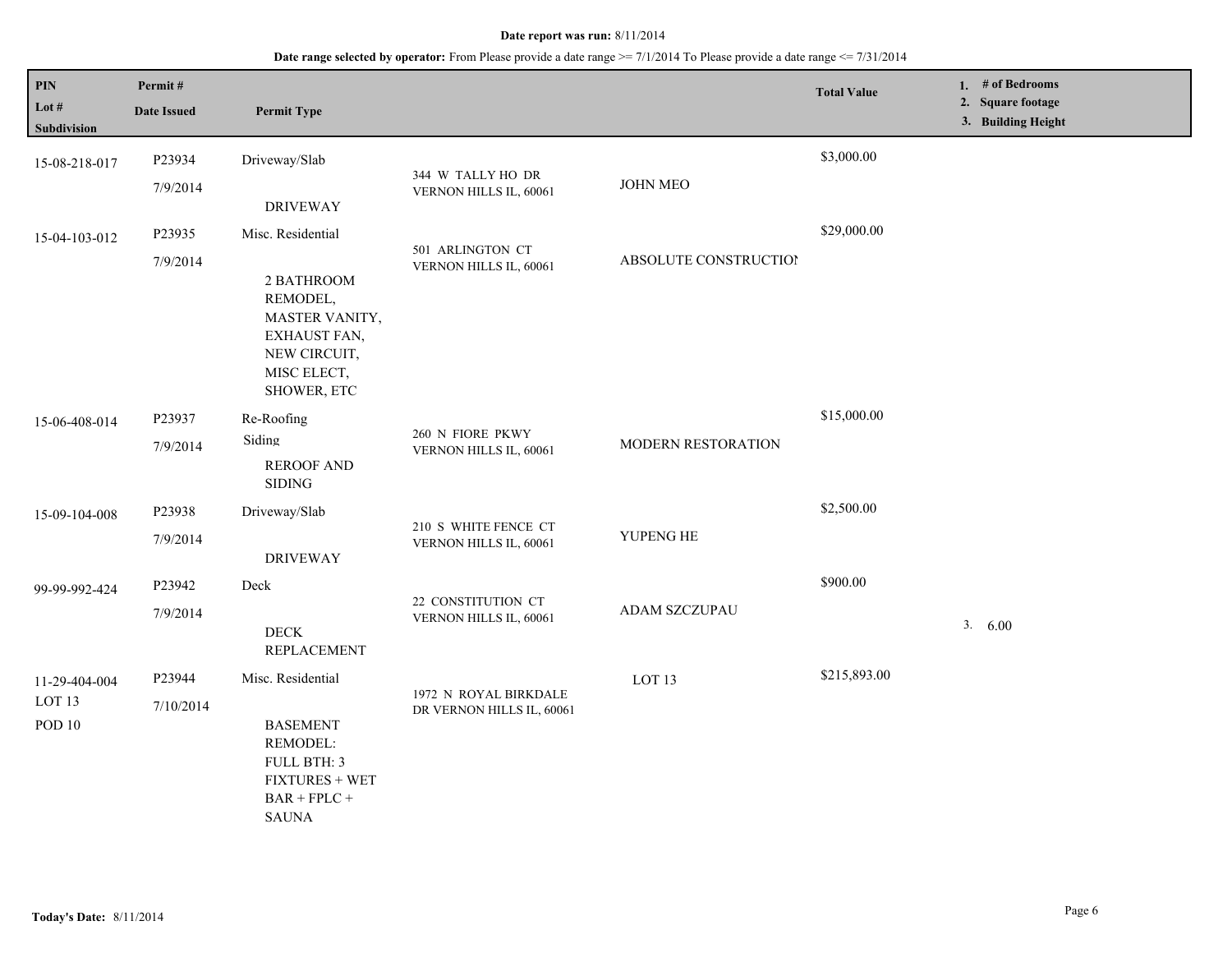**Date report was run:** 8/11/2014

**Date range selected by operator:** From Please provide a date range >= 7/1/2014 To Please provide a date range <= 7/31/2014

| PIN / Lot # / Subdivision | Permit # / Date Issued | Permit Type | | | Total Value | 1. # of Bedrooms 2. Square footage 3. Building Height |
|---|---|---|---|---|---|---|
| 15-08-218-017 | P23934 7/9/2014 | Driveway/Slab DRIVEWAY | 344 W TALLY HO DR VERNON HILLS IL, 60061 | JOHN MEO | $3,000.00 | |
| 15-04-103-012 | P23935 7/9/2014 | Misc. Residential 2 BATHROOM REMODEL, MASTER VANITY, EXHAUST FAN, NEW CIRCUIT, MISC ELECT, SHOWER, ETC | 501 ARLINGTON CT VERNON HILLS IL, 60061 | ABSOLUTE CONSTRUCTION | $29,000.00 | |
| 15-06-408-014 | P23937 7/9/2014 | Re-Roofing Siding REROOF AND SIDING | 260 N FIORE PKWY VERNON HILLS IL, 60061 | MODERN RESTORATION | $15,000.00 | |
| 15-09-104-008 | P23938 7/9/2014 | Driveway/Slab DRIVEWAY | 210 S WHITE FENCE CT VERNON HILLS IL, 60061 | YUPENG HE | $2,500.00 | |
| 99-99-992-424 | P23942 7/9/2014 | Deck DECK REPLACEMENT | 22 CONSTITUTION CT VERNON HILLS IL, 60061 | ADAM SZCZUPAU | $900.00 | 3. 6.00 |
| 11-29-404-004 LOT 13 POD 10 | P23944 7/10/2014 | Misc. Residential BASEMENT REMODEL: FULL BTH: 3 FIXTURES + WET BAR + FPLC + SAUNA | 1972 N ROYAL BIRKDALE DR VERNON HILLS IL, 60061 | LOT 13 | $215,893.00 | |

**Today's Date:** 8/11/2014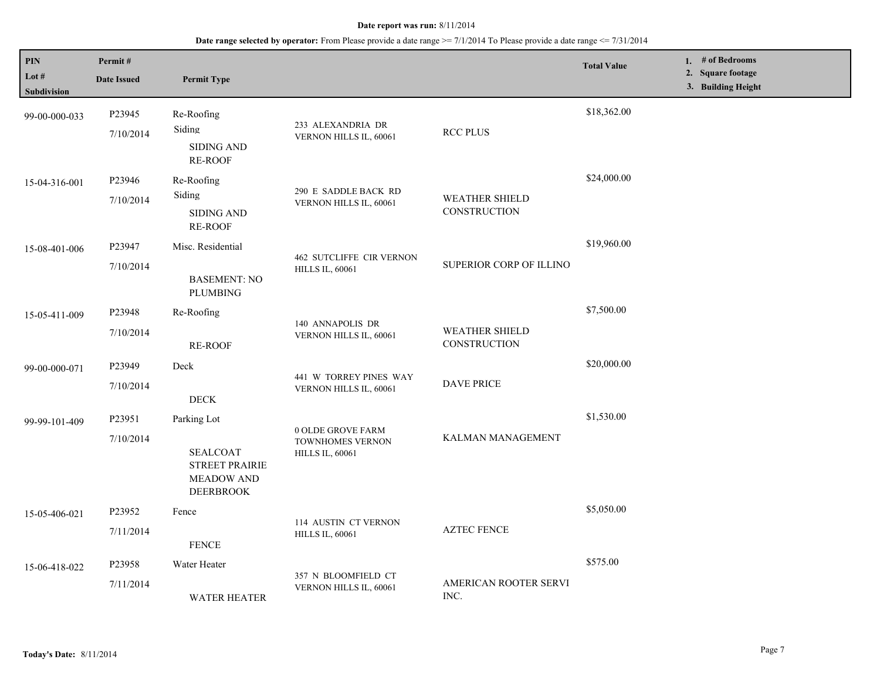**Date report was run:** 8/11/2014

**Date range selected by operator:** From Please provide a date range >= 7/1/2014 To Please provide a date range <= 7/31/2014

| PIN / Lot # / Subdivision | Permit # / Date Issued | Permit Type | | | Total Value | 1. # of Bedrooms 2. Square footage 3. Building Height |
|---|---|---|---|---|---|---|
| 99-00-000-033 | P23945 7/10/2014 | Re-Roofing Siding SIDING AND RE-ROOF | 233 ALEXANDRIA DR VERNON HILLS IL, 60061 | RCC PLUS | $18,362.00 | |
| 15-04-316-001 | P23946 7/10/2014 | Re-Roofing Siding SIDING AND RE-ROOF | 290 E SADDLE BACK RD VERNON HILLS IL, 60061 | WEATHER SHIELD CONSTRUCTION | $24,000.00 | |
| 15-08-401-006 | P23947 7/10/2014 | Misc. Residential BASEMENT: NO PLUMBING | 462 SUTCLIFFE CIR VERNON HILLS IL, 60061 | SUPERIOR CORP OF ILLINO | $19,960.00 | |
| 15-05-411-009 | P23948 7/10/2014 | Re-Roofing RE-ROOF | 140 ANNAPOLIS DR VERNON HILLS IL, 60061 | WEATHER SHIELD CONSTRUCTION | $7,500.00 | |
| 99-00-000-071 | P23949 7/10/2014 | Deck DECK | 441 W TORREY PINES WAY VERNON HILLS IL, 60061 | DAVE PRICE | $20,000.00 | |
| 99-99-101-409 | P23951 7/10/2014 | Parking Lot SEALCOAT STREET PRAIRIE MEADOW AND DEERBROOK | 0 OLDE GROVE FARM TOWNHOMES VERNON HILLS IL, 60061 | KALMAN MANAGEMENT | $1,530.00 | |
| 15-05-406-021 | P23952 7/11/2014 | Fence FENCE | 114 AUSTIN CT VERNON HILLS IL, 60061 | AZTEC FENCE | $5,050.00 | |
| 15-06-418-022 | P23958 7/11/2014 | Water Heater WATER HEATER | 357 N BLOOMFIELD CT VERNON HILLS IL, 60061 | AMERICAN ROOTER SERVI INC. | $575.00 | |

**Today's Date:** 8/11/2014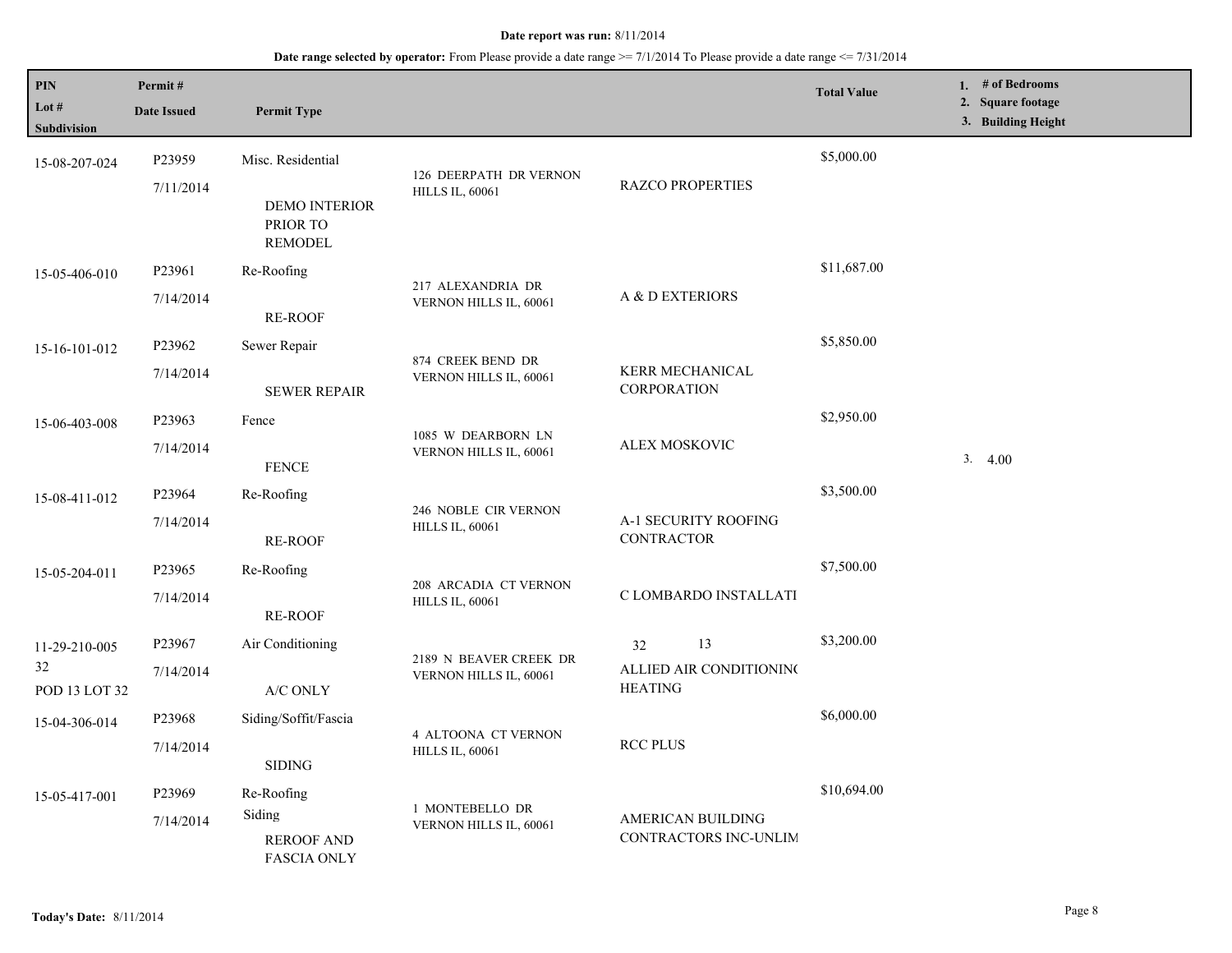**Date report was run:** 8/11/2014

**Date range selected by operator:** From Please provide a date range >= 7/1/2014 To Please provide a date range <= 7/31/2014

| PIN / Lot # / Subdivision | Permit # / Date Issued | Permit Type | | | Total Value | 1. # of Bedrooms 2. Square footage 3. Building Height |
|---|---|---|---|---|---|---|
| 15-08-207-024 | P23959 7/11/2014 | Misc. Residential DEMO INTERIOR PRIOR TO REMODEL | 126 DEERPATH DR VERNON HILLS IL, 60061 | RAZCO PROPERTIES | $5,000.00 | |
| 15-05-406-010 | P23961 7/14/2014 | Re-Roofing RE-ROOF | 217 ALEXANDRIA DR VERNON HILLS IL, 60061 | A & D EXTERIORS | $11,687.00 | |
| 15-16-101-012 | P23962 7/14/2014 | Sewer Repair SEWER REPAIR | 874 CREEK BEND DR VERNON HILLS IL, 60061 | KERR MECHANICAL CORPORATION | $5,850.00 | |
| 15-06-403-008 | P23963 7/14/2014 | Fence FENCE | 1085 W DEARBORN LN VERNON HILLS IL, 60061 | ALEX MOSKOVIC | $2,950.00 | 3. 4.00 |
| 15-08-411-012 | P23964 7/14/2014 | Re-Roofing RE-ROOF | 246 NOBLE CIR VERNON HILLS IL, 60061 | A-1 SECURITY ROOFING CONTRACTOR | $3,500.00 | |
| 15-05-204-011 | P23965 7/14/2014 | Re-Roofing RE-ROOF | 208 ARCADIA CT VERNON HILLS IL, 60061 | C LOMBARDO INSTALLATI | $7,500.00 | |
| 11-29-210-005 32 POD 13 LOT 32 | P23967 7/14/2014 | Air Conditioning A/C ONLY | 2189 N BEAVER CREEK DR VERNON HILLS IL, 60061 | 32 13 ALLIED AIR CONDITIONING HEATING | $3,200.00 | |
| 15-04-306-014 | P23968 7/14/2014 | Siding/Soffit/Fascia SIDING | 4 ALTOONA CT VERNON HILLS IL, 60061 | RCC PLUS | $6,000.00 | |
| 15-05-417-001 | P23969 7/14/2014 | Re-Roofing Siding REROOF AND FASCIA ONLY | 1 MONTEBELLO DR VERNON HILLS IL, 60061 | AMERICAN BUILDING CONTRACTORS INC-UNLIM | $10,694.00 | |

**Today's Date:** 8/11/2014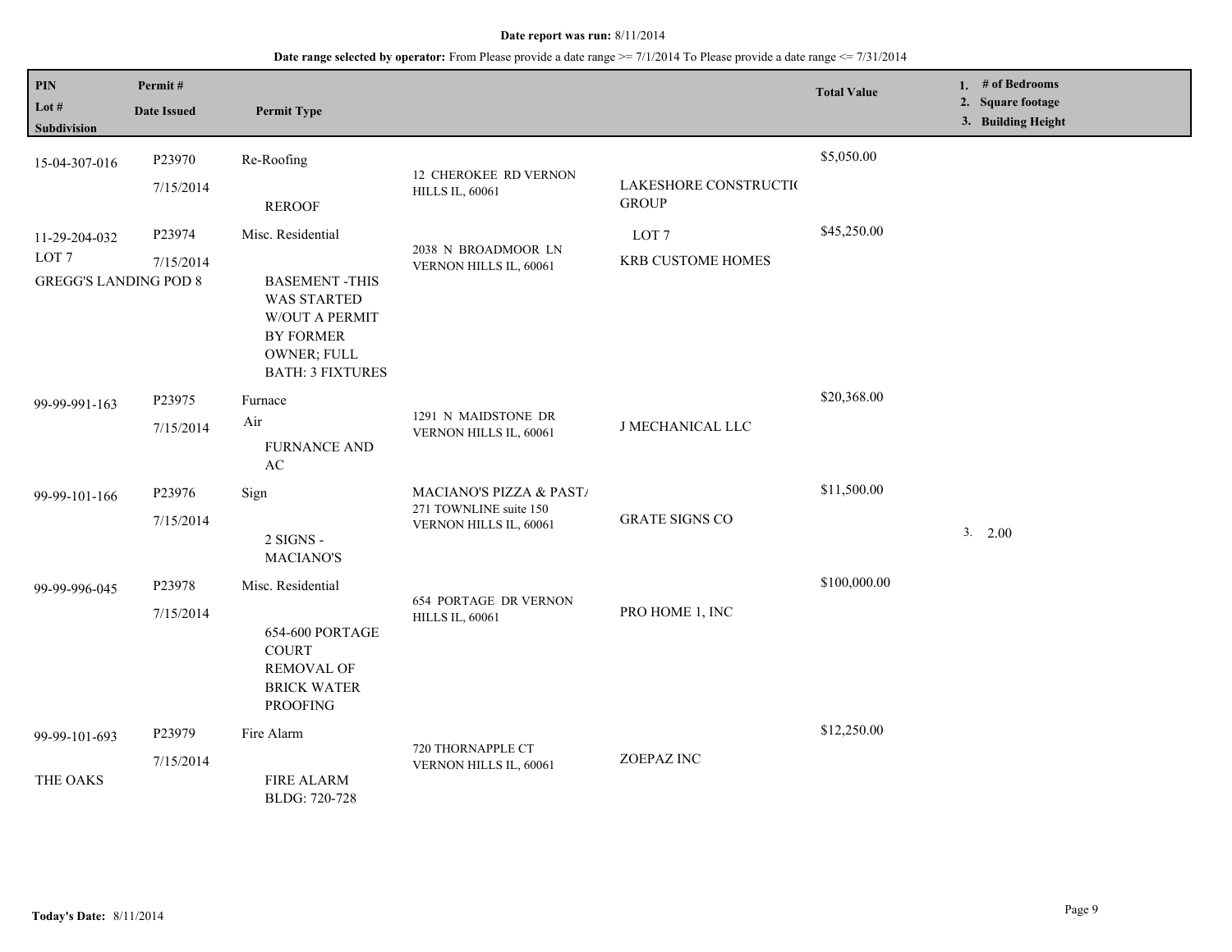**Date report was run:** 8/11/2014

**Date range selected by operator:** From Please provide a date range >= 7/1/2014 To Please provide a date range <= 7/31/2014

| PIN / Lot # / Subdivision | Permit # / Date Issued | Permit Type | | | Total Value | 1. # of Bedrooms 2. Square footage 3. Building Height |
|---|---|---|---|---|---|---|
| 15-04-307-016 | P23970 7/15/2014 | Re-Roofing REROOF | 12 CHEROKEE RD VERNON HILLS IL, 60061 | LAKESHORE CONSTRUCTI( GROUP | $5,050.00 | |
| 11-29-204-032 LOT 7 GREGG'S LANDING POD 8 | P23974 7/15/2014 | Misc. Residential BASEMENT -THIS WAS STARTED W/OUT A PERMIT BY FORMER OWNER; FULL BATH: 3 FIXTURES | 2038 N BROADMOOR LN VERNON HILLS IL, 60061 | LOT 7 KRB CUSTOME HOMES | $45,250.00 | |
| 99-99-991-163 | P23975 7/15/2014 | Furnace Air FURNANCE AND AC | 1291 N MAIDSTONE DR VERNON HILLS IL, 60061 | J MECHANICAL LLC | $20,368.00 | |
| 99-99-101-166 | P23976 7/15/2014 | Sign 2 SIGNS - MACIANO'S | MACIANO'S PIZZA & PAST/ 271 TOWNLINE suite 150 VERNON HILLS IL, 60061 | GRATE SIGNS CO | $11,500.00 | 3. 2.00 |
| 99-99-996-045 | P23978 7/15/2014 | Misc. Residential 654-600 PORTAGE COURT REMOVAL OF BRICK WATER PROOFING | 654 PORTAGE DR VERNON HILLS IL, 60061 | PRO HOME 1, INC | $100,000.00 | |
| 99-99-101-693 THE OAKS | P23979 7/15/2014 | Fire Alarm FIRE ALARM BLDG: 720-728 | 720 THORNAPPLE CT VERNON HILLS IL, 60061 | ZOEPAZ INC | $12,250.00 | |

**Today's Date:** 8/11/2014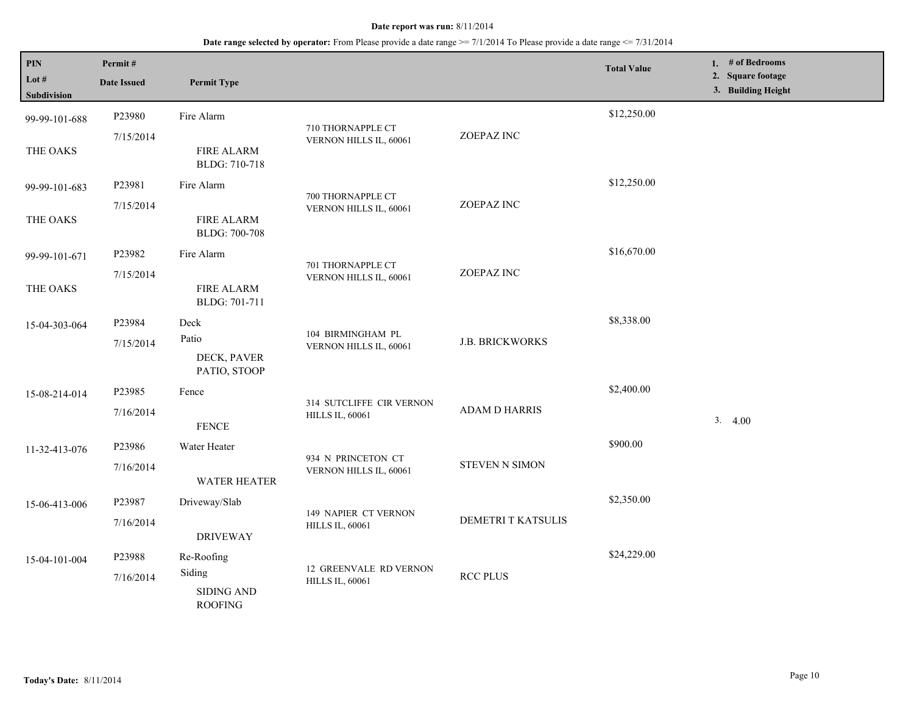**Date report was run:** 8/11/2014

**Date range selected by operator:** From Please provide a date range >= 7/1/2014 To Please provide a date range <= 7/31/2014

| PIN / Lot # / Subdivision | Permit # / Date Issued | Permit Type | Address | Contractor | Total Value | 1. # of Bedrooms 2. Square footage 3. Building Height |
|---|---|---|---|---|---|---|
| 99-99-101-688 THE OAKS | P23980 7/15/2014 | Fire Alarm FIRE ALARM BLDG: 710-718 | 710 THORNAPPLE CT VERNON HILLS IL, 60061 | ZOEPAZ INC | $12,250.00 | |
| 99-99-101-683 THE OAKS | P23981 7/15/2014 | Fire Alarm FIRE ALARM BLDG: 700-708 | 700 THORNAPPLE CT VERNON HILLS IL, 60061 | ZOEPAZ INC | $12,250.00 | |
| 99-99-101-671 THE OAKS | P23982 7/15/2014 | Fire Alarm FIRE ALARM BLDG: 701-711 | 701 THORNAPPLE CT VERNON HILLS IL, 60061 | ZOEPAZ INC | $16,670.00 | |
| 15-04-303-064 | P23984 7/15/2014 | Deck Patio DECK, PAVER PATIO, STOOP | 104 BIRMINGHAM PL VERNON HILLS IL, 60061 | J.B. BRICKWORKS | $8,338.00 | |
| 15-08-214-014 | P23985 7/16/2014 | Fence FENCE | 314 SUTCLIFFE CIR VERNON HILLS IL, 60061 | ADAM D HARRIS | $2,400.00 | 3. 4.00 |
| 11-32-413-076 | P23986 7/16/2014 | Water Heater WATER HEATER | 934 N PRINCETON CT VERNON HILLS IL, 60061 | STEVEN N SIMON | $900.00 | |
| 15-06-413-006 | P23987 7/16/2014 | Driveway/Slab DRIVEWAY | 149 NAPIER CT VERNON HILLS IL, 60061 | DEMETRI T KATSULIS | $2,350.00 | |
| 15-04-101-004 | P23988 7/16/2014 | Re-Roofing Siding SIDING AND ROOFING | 12 GREENVALE RD VERNON HILLS IL, 60061 | RCC PLUS | $24,229.00 | |

**Today's Date:** 8/11/2014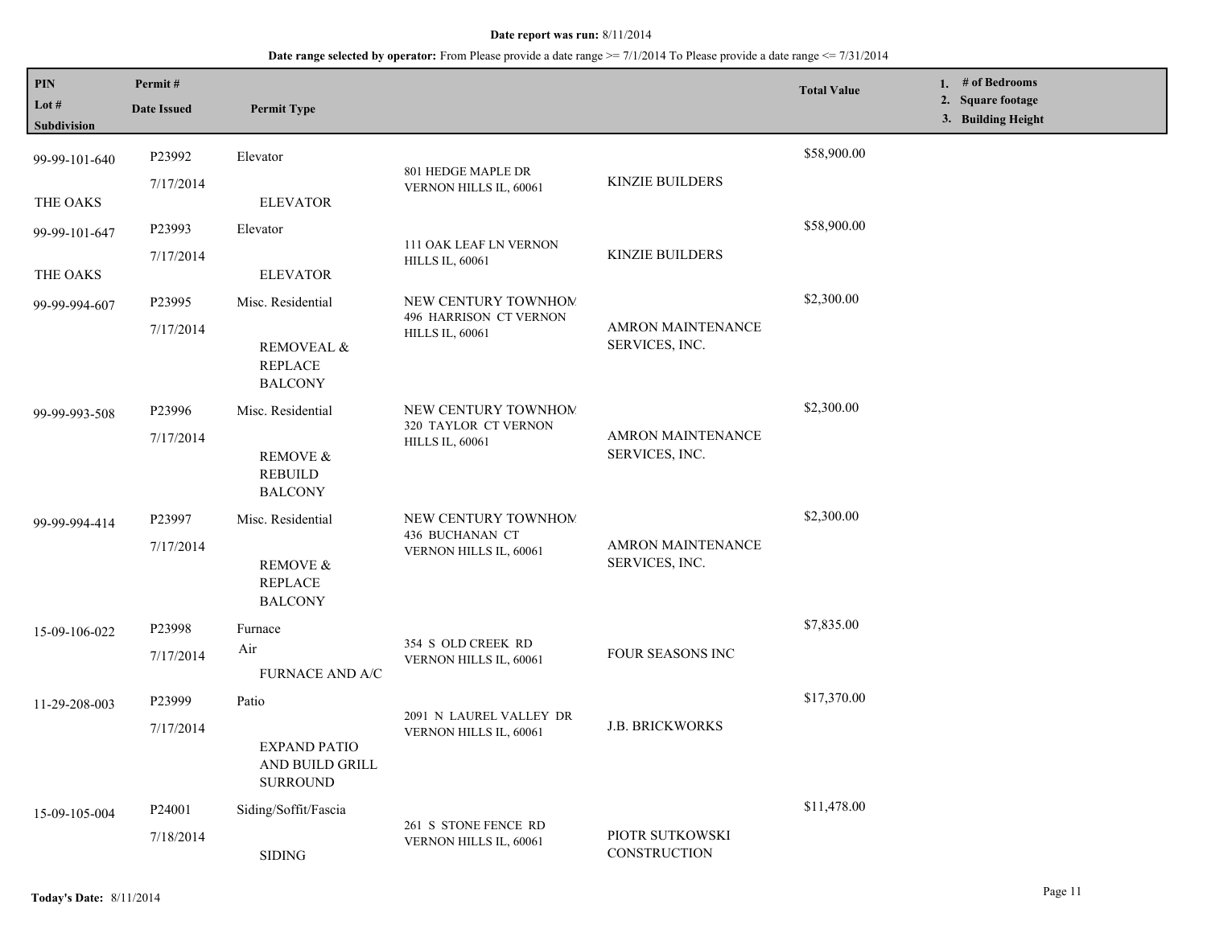**Date report was run:** 8/11/2014

**Date range selected by operator:** From Please provide a date range >= 7/1/2014 To Please provide a date range <= 7/31/2014

| PIN<br>Lot #<br>Subdivision | Permit #<br>Date Issued | Permit Type | | | Total Value | 1. # of Bedrooms<br>2. Square footage<br>3. Building Height |
|---|---|---|---|---|---|---|
| 99-99-101-640<br><br>THE OAKS | P23992<br>7/17/2014 | Elevator<br><br>ELEVATOR | 801 HEDGE MAPLE DR VERNON HILLS IL, 60061 | KINZIE BUILDERS | $58,900.00 | |
| 99-99-101-647<br><br>THE OAKS | P23993<br>7/17/2014 | Elevator<br><br>ELEVATOR | 111 OAK LEAF LN VERNON HILLS IL, 60061 | KINZIE BUILDERS | $58,900.00 | |
| 99-99-994-607 | P23995<br>7/17/2014 | Misc. Residential<br><br>REMOVEAL & REPLACE BALCONY | NEW CENTURY TOWNHOM<br>496 HARRISON CT VERNON HILLS IL, 60061 | AMRON MAINTENANCE SERVICES, INC. | $2,300.00 | |
| 99-99-993-508 | P23996<br>7/17/2014 | Misc. Residential<br><br>REMOVE & REBUILD BALCONY | NEW CENTURY TOWNHOM<br>320 TAYLOR CT VERNON HILLS IL, 60061 | AMRON MAINTENANCE SERVICES, INC. | $2,300.00 | |
| 99-99-994-414 | P23997<br>7/17/2014 | Misc. Residential<br><br>REMOVE & REPLACE BALCONY | NEW CENTURY TOWNHOM<br>436 BUCHANAN CT VERNON HILLS IL, 60061 | AMRON MAINTENANCE SERVICES, INC. | $2,300.00 | |
| 15-09-106-022 | P23998<br>7/17/2014 | Furnace<br>Air<br>FURNACE AND A/C | 354 S OLD CREEK RD VERNON HILLS IL, 60061 | FOUR SEASONS INC | $7,835.00 | |
| 11-29-208-003 | P23999<br>7/17/2014 | Patio<br><br>EXPAND PATIO AND BUILD GRILL SURROUND | 2091 N LAUREL VALLEY DR VERNON HILLS IL, 60061 | J.B. BRICKWORKS | $17,370.00 | |
| 15-09-105-004 | P24001<br>7/18/2014 | Siding/Soffit/Fascia<br><br>SIDING | 261 S STONE FENCE RD VERNON HILLS IL, 60061 | PIOTR SUTKOWSKI CONSTRUCTION | $11,478.00 | |

**Today's Date:** 8/11/2014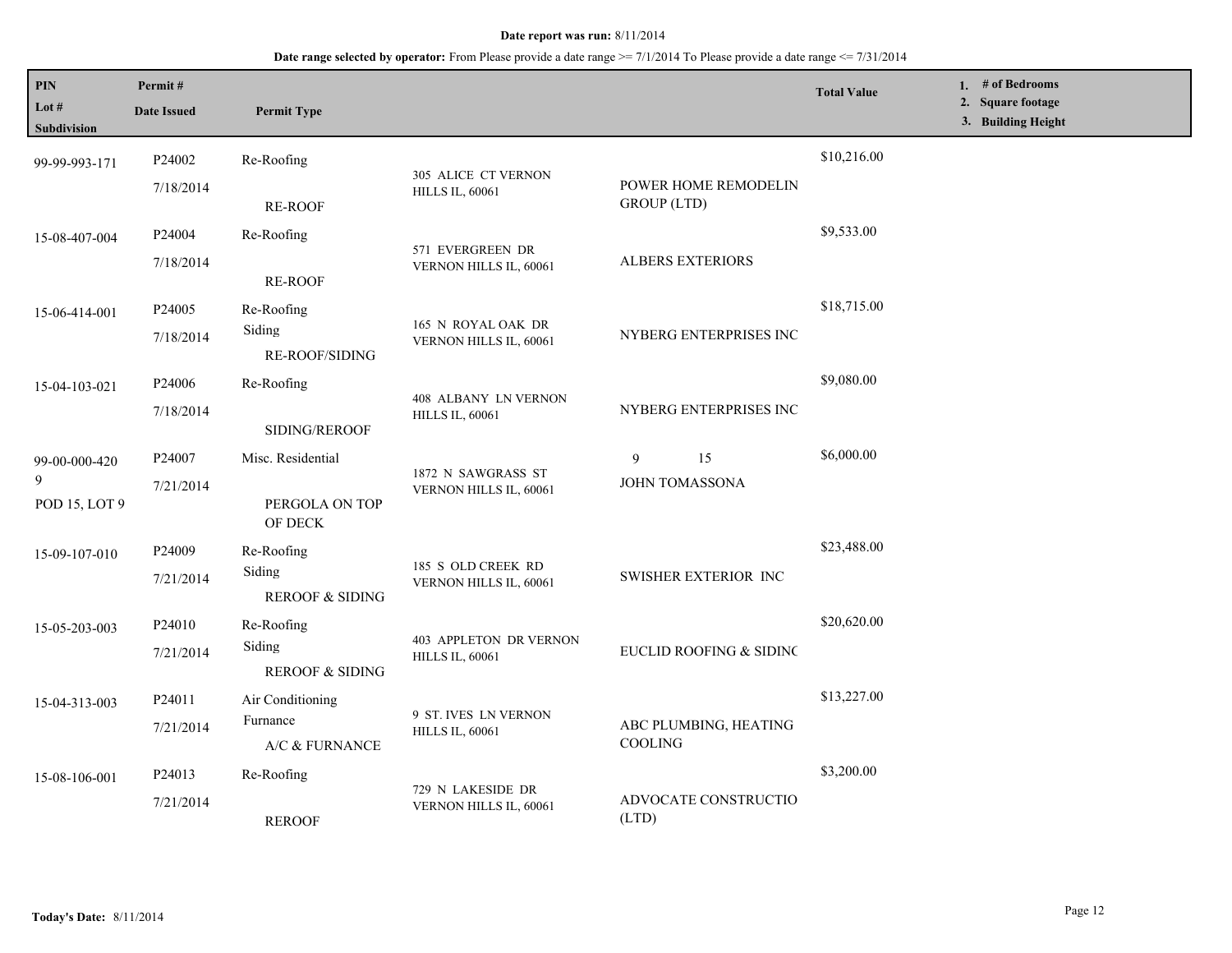**Date report was run:** 8/11/2014

**Date range selected by operator:** From Please provide a date range >= 7/1/2014 To Please provide a date range <= 7/31/2014

| PIN / Lot # / Subdivision | Permit # / Date Issued | Permit Type | | | Total Value | 1. # of Bedrooms 2. Square footage 3. Building Height |
|---|---|---|---|---|---|---|
| 99-99-993-171 | P24002 7/18/2014 | Re-Roofing RE-ROOF | 305 ALICE CT VERNON HILLS IL, 60061 | POWER HOME REMODELIN GROUP (LTD) | $10,216.00 | |
| 15-08-407-004 | P24004 7/18/2014 | Re-Roofing RE-ROOF | 571 EVERGREEN DR VERNON HILLS IL, 60061 | ALBERS EXTERIORS | $9,533.00 | |
| 15-06-414-001 | P24005 7/18/2014 | Re-Roofing Siding RE-ROOF/SIDING | 165 N ROYAL OAK DR VERNON HILLS IL, 60061 | NYBERG ENTERPRISES INC | $18,715.00 | |
| 15-04-103-021 | P24006 7/18/2014 | Re-Roofing SIDING/REROOF | 408 ALBANY LN VERNON HILLS IL, 60061 | NYBERG ENTERPRISES INC | $9,080.00 | |
| 99-00-000-420 9 POD 15, LOT 9 | P24007 7/21/2014 | Misc. Residential PERGOLA ON TOP OF DECK | 1872 N SAWGRASS ST VERNON HILLS IL, 60061 | 9 15 JOHN TOMASSONA | $6,000.00 | |
| 15-09-107-010 | P24009 7/21/2014 | Re-Roofing Siding REROOF & SIDING | 185 S OLD CREEK RD VERNON HILLS IL, 60061 | SWISHER EXTERIOR INC | $23,488.00 | |
| 15-05-203-003 | P24010 7/21/2014 | Re-Roofing Siding REROOF & SIDING | 403 APPLETON DR VERNON HILLS IL, 60061 | EUCLID ROOFING & SIDINC | $20,620.00 | |
| 15-04-313-003 | P24011 7/21/2014 | Air Conditioning Furnance A/C & FURNANCE | 9 ST. IVES LN VERNON HILLS IL, 60061 | ABC PLUMBING, HEATING COOLING | $13,227.00 | |
| 15-08-106-001 | P24013 7/21/2014 | Re-Roofing REROOF | 729 N LAKESIDE DR VERNON HILLS IL, 60061 | ADVOCATE CONSTRUCTIO (LTD) | $3,200.00 | |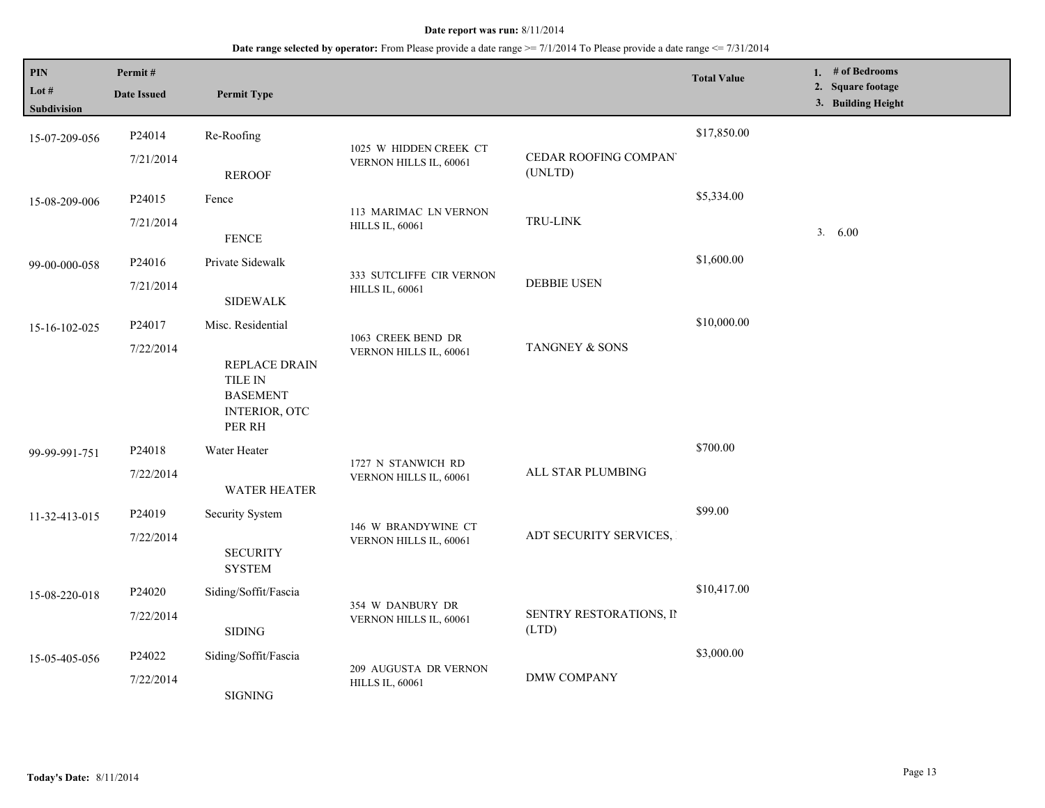**Date report was run:** 8/11/2014

**Date range selected by operator:** From Please provide a date range >= 7/1/2014 To Please provide a date range <= 7/31/2014

| PIN<br>Lot #<br>Subdivision | Permit #<br>Date Issued | Permit Type | | | Total Value | 1. # of Bedrooms<br>2. Square footage<br>3. Building Height |
|---|---|---|---|---|---|---|
| 15-07-209-056 | P24014<br>7/21/2014 | Re-Roofing<br>REROOF | 1025 W HIDDEN CREEK CT VERNON HILLS IL, 60061 | CEDAR ROOFING COMPAN' (UNLTD) | $17,850.00 | |
| 15-08-209-006 | P24015<br>7/21/2014 | Fence<br>FENCE | 113 MARIMAC LN VERNON HILLS IL, 60061 | TRU-LINK | $5,334.00 | 3. 6.00 |
| 99-00-000-058 | P24016<br>7/21/2014 | Private Sidewalk<br>SIDEWALK | 333 SUTCLIFFE CIR VERNON HILLS IL, 60061 | DEBBIE USEN | $1,600.00 | |
| 15-16-102-025 | P24017<br>7/22/2014 | Misc. Residential<br>REPLACE DRAIN TILE IN BASEMENT INTERIOR, OTC PER RH | 1063 CREEK BEND DR VERNON HILLS IL, 60061 | TANGNEY & SONS | $10,000.00 | |
| 99-99-991-751 | P24018<br>7/22/2014 | Water Heater<br>WATER HEATER | 1727 N STANWICH RD VERNON HILLS IL, 60061 | ALL STAR PLUMBING | $700.00 | |
| 11-32-413-015 | P24019<br>7/22/2014 | Security System<br>SECURITY SYSTEM | 146 W BRANDYWINE CT VERNON HILLS IL, 60061 | ADT SECURITY SERVICES, | $99.00 | |
| 15-08-220-018 | P24020<br>7/22/2014 | Siding/Soffit/Fascia<br>SIDING | 354 W DANBURY DR VERNON HILLS IL, 60061 | SENTRY RESTORATIONS, IN (LTD) | $10,417.00 | |
| 15-05-405-056 | P24022<br>7/22/2014 | Siding/Soffit/Fascia<br>SIGNING | 209 AUGUSTA DR VERNON HILLS IL, 60061 | DMW COMPANY | $3,000.00 | |

**Today's Date:** 8/11/2014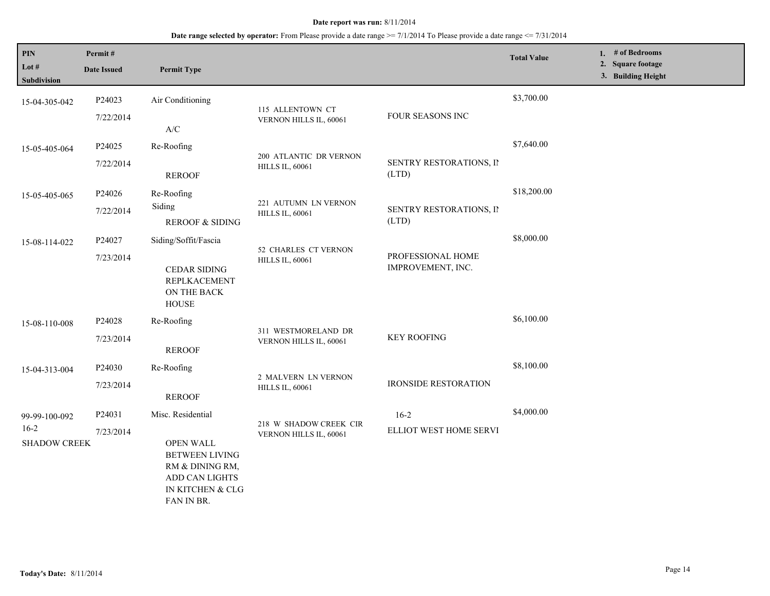**Date report was run:** 8/11/2014

**Date range selected by operator:** From Please provide a date range >= 7/1/2014 To Please provide a date range <= 7/31/2014

| PIN<br>Lot #<br>Subdivision | Permit #<br>Date Issued | Permit Type | | | Total Value | 1. # of Bedrooms<br>2. Square footage<br>3. Building Height |
|---|---|---|---|---|---|---|
| 15-04-305-042 | P24023<br>7/22/2014 | Air Conditioning<br>A/C | 115 ALLENTOWN CT VERNON HILLS IL, 60061 | FOUR SEASONS INC | $3,700.00 | |
| 15-05-405-064 | P24025<br>7/22/2014 | Re-Roofing<br>REROOF | 200 ATLANTIC DR VERNON HILLS IL, 60061 | SENTRY RESTORATIONS, IN (LTD) | $7,640.00 | |
| 15-05-405-065 | P24026<br>7/22/2014 | Re-Roofing<br>Siding<br>REROOF & SIDING | 221 AUTUMN LN VERNON HILLS IL, 60061 | SENTRY RESTORATIONS, IN (LTD) | $18,200.00 | |
| 15-08-114-022 | P24027<br>7/23/2014 | Siding/Soffit/Fascia<br>CEDAR SIDING REPLKACEMENT ON THE BACK HOUSE | 52 CHARLES CT VERNON HILLS IL, 60061 | PROFESSIONAL HOME IMPROVEMENT, INC. | $8,000.00 | |
| 15-08-110-008 | P24028<br>7/23/2014 | Re-Roofing<br>REROOF | 311 WESTMORELAND DR VERNON HILLS IL, 60061 | KEY ROOFING | $6,100.00 | |
| 15-04-313-004 | P24030<br>7/23/2014 | Re-Roofing<br>REROOF | 2 MALVERN LN VERNON HILLS IL, 60061 | IRONSIDE RESTORATION | $8,100.00 | |
| 99-99-100-092<br>16-2<br>SHADOW CREEK | P24031<br>7/23/2014 | Misc. Residential<br>OPEN WALL BETWEEN LIVING RM & DINING RM, ADD CAN LIGHTS IN KITCHEN & CLG FAN IN BR. | 218 W SHADOW CREEK CIR VERNON HILLS IL, 60061 | 16-2<br>ELLIOT WEST HOME SERVI | $4,000.00 | |

**Today's Date:** 8/11/2014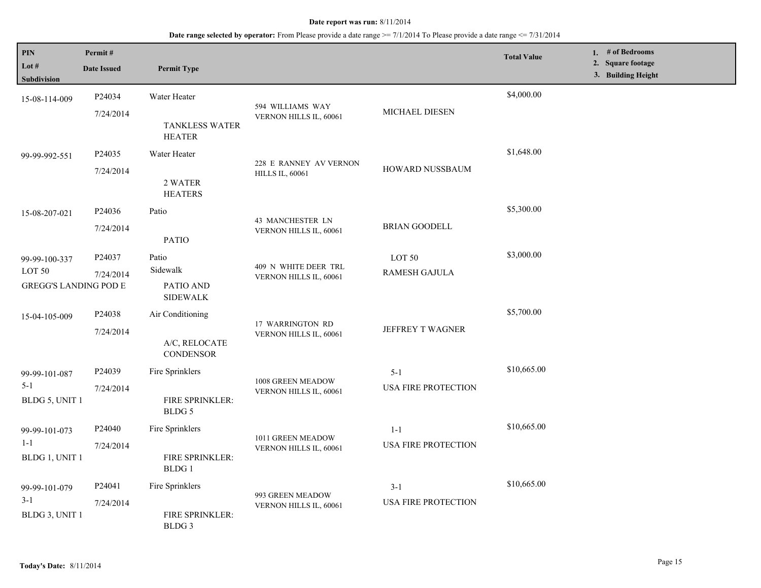**Date report was run:** 8/11/2014

**Date range selected by operator:** From Please provide a date range >= 7/1/2014 To Please provide a date range <= 7/31/2014

| PIN / Lot # / Subdivision | Permit # / Date Issued | Permit Type | | | Total Value | 1. # of Bedrooms 2. Square footage 3. Building Height |
|---|---|---|---|---|---|---|
| 15-08-114-009 | P24034 7/24/2014 | Water Heater TANKLESS WATER HEATER | 594 WILLIAMS WAY VERNON HILLS IL, 60061 | MICHAEL DIESEN | $4,000.00 | |
| 99-99-992-551 | P24035 7/24/2014 | Water Heater 2 WATER HEATERS | 228 E RANNEY AV VERNON HILLS IL, 60061 | HOWARD NUSSBAUM | $1,648.00 | |
| 15-08-207-021 | P24036 7/24/2014 | Patio PATIO | 43 MANCHESTER LN VERNON HILLS IL, 60061 | BRIAN GOODELL | $5,300.00 | |
| 99-99-100-337 LOT 50 GREGG'S LANDING POD E | P24037 7/24/2014 | Patio Sidewalk PATIO AND SIDEWALK | 409 N WHITE DEER TRL VERNON HILLS IL, 60061 | LOT 50 RAMESH GAJULA | $3,000.00 | |
| 15-04-105-009 | P24038 7/24/2014 | Air Conditioning A/C, RELOCATE CONDENSOR | 17 WARRINGTON RD VERNON HILLS IL, 60061 | JEFFREY T WAGNER | $5,700.00 | |
| 99-99-101-087 5-1 BLDG 5, UNIT 1 | P24039 7/24/2014 | Fire Sprinklers FIRE SPRINKLER: BLDG 5 | 1008 GREEN MEADOW VERNON HILLS IL, 60061 | 5-1 USA FIRE PROTECTION | $10,665.00 | |
| 99-99-101-073 1-1 BLDG 1, UNIT 1 | P24040 7/24/2014 | Fire Sprinklers FIRE SPRINKLER: BLDG 1 | 1011 GREEN MEADOW VERNON HILLS IL, 60061 | 1-1 USA FIRE PROTECTION | $10,665.00 | |
| 99-99-101-079 3-1 BLDG 3, UNIT 1 | P24041 7/24/2014 | Fire Sprinklers FIRE SPRINKLER: BLDG 3 | 993 GREEN MEADOW VERNON HILLS IL, 60061 | 3-1 USA FIRE PROTECTION | $10,665.00 | |

**Today's Date:** 8/11/2014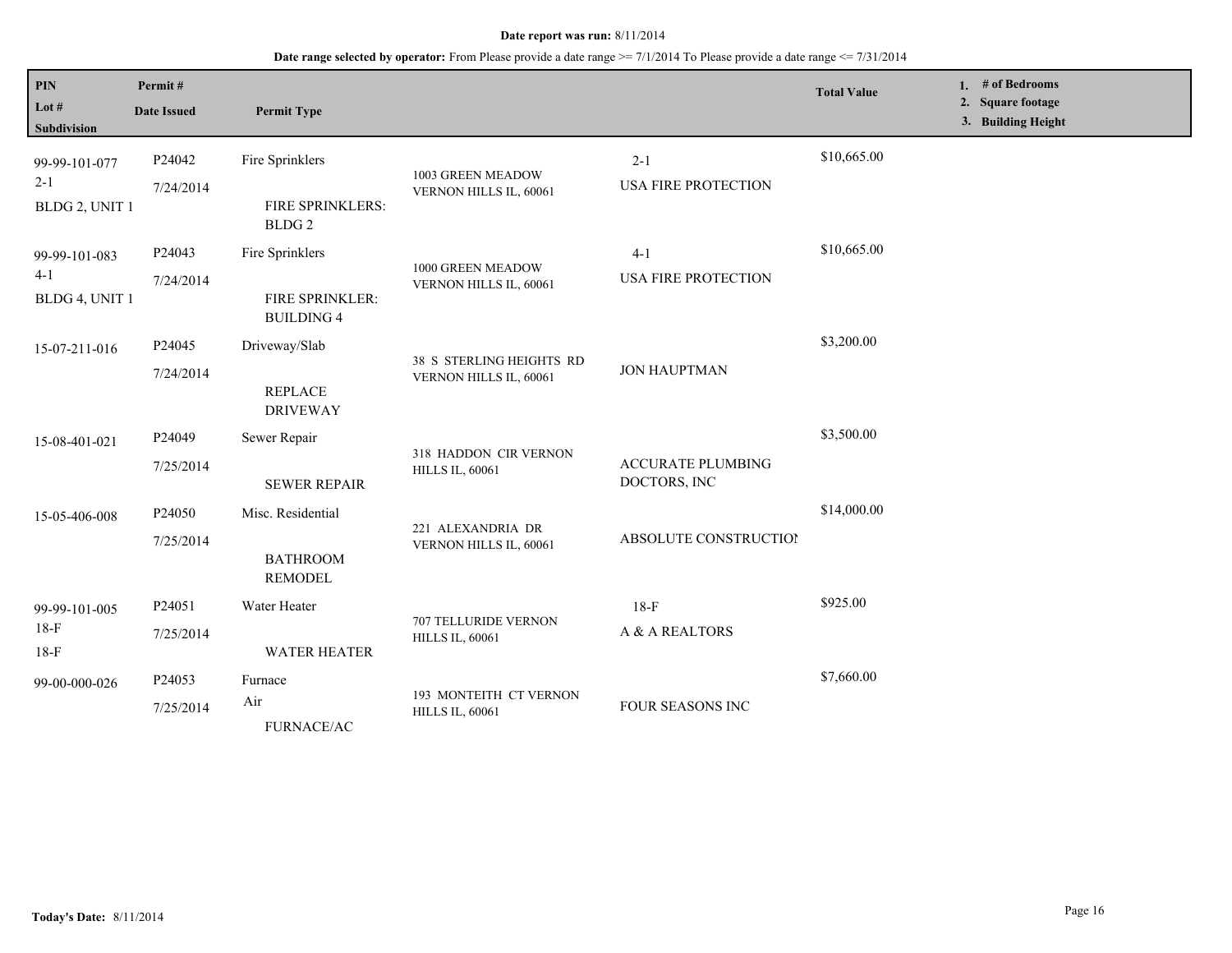**Date report was run:** 8/11/2014

**Date range selected by operator:** From Please provide a date range >= 7/1/2014 To Please provide a date range <= 7/31/2014

| PIN / Lot # / Subdivision | Permit # / Date Issued | Permit Type | | | Total Value | 1. # of Bedrooms 2. Square footage 3. Building Height |
|---|---|---|---|---|---|---|
| 99-99-101-077<br>2-1<br>BLDG 2, UNIT 1 | P24042<br>7/24/2014 | Fire Sprinklers<br>FIRE SPRINKLERS: BLDG 2 | 1003 GREEN MEADOW VERNON HILLS IL, 60061 | 2-1<br>USA FIRE PROTECTION | $10,665.00 | |
| 99-99-101-083<br>4-1<br>BLDG 4, UNIT 1 | P24043<br>7/24/2014 | Fire Sprinklers<br>FIRE SPRINKLER: BUILDING 4 | 1000 GREEN MEADOW VERNON HILLS IL, 60061 | 4-1<br>USA FIRE PROTECTION | $10,665.00 | |
| 15-07-211-016 | P24045<br>7/24/2014 | Driveway/Slab<br>REPLACE DRIVEWAY | 38 S STERLING HEIGHTS RD VERNON HILLS IL, 60061 | JON HAUPTMAN | $3,200.00 | |
| 15-08-401-021 | P24049<br>7/25/2014 | Sewer Repair<br>SEWER REPAIR | 318 HADDON CIR VERNON HILLS IL, 60061 | ACCURATE PLUMBING DOCTORS, INC | $3,500.00 | |
| 15-05-406-008 | P24050<br>7/25/2014 | Misc. Residential<br>BATHROOM REMODEL | 221 ALEXANDRIA DR VERNON HILLS IL, 60061 | ABSOLUTE CONSTRUCTION | $14,000.00 | |
| 99-99-101-005<br>18-F<br>18-F | P24051<br>7/25/2014 | Water Heater<br>WATER HEATER | 707 TELLURIDE VERNON HILLS IL, 60061 | 18-F<br>A & A REALTORS | $925.00 | |
| 99-00-000-026 | P24053<br>7/25/2014 | Furnace<br>Air<br>FURNACE/AC | 193 MONTEITH CT VERNON HILLS IL, 60061 | FOUR SEASONS INC | $7,660.00 | |

**Today's Date:** 8/11/2014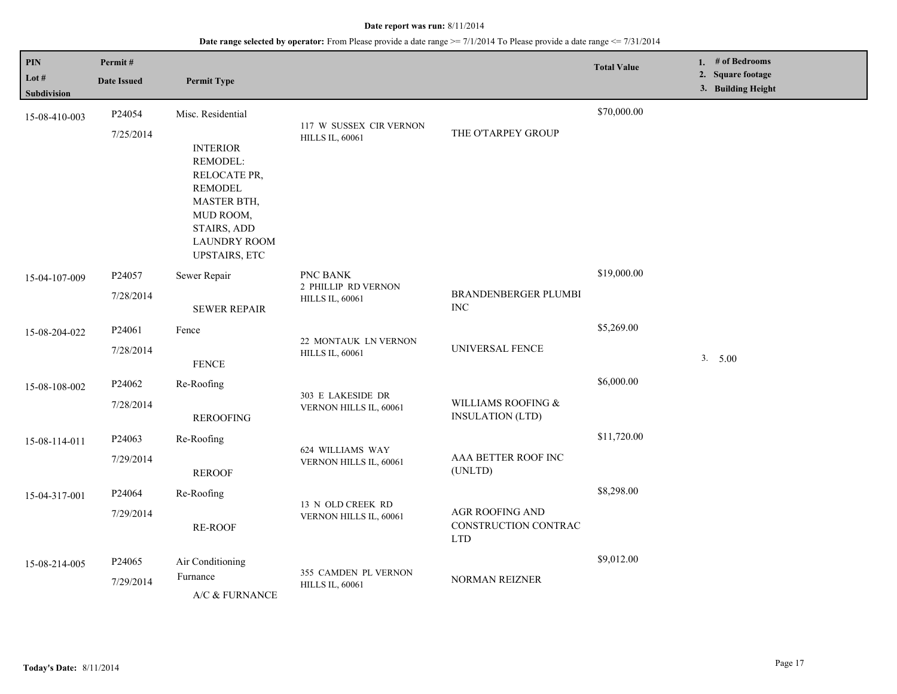**Date report was run:** 8/11/2014

**Date range selected by operator:** From Please provide a date range >= 7/1/2014 To Please provide a date range <= 7/31/2014

| PIN / Lot # / Subdivision | Permit # / Date Issued | Permit Type | | | Total Value | 1. # of Bedrooms 2. Square footage 3. Building Height |
|---|---|---|---|---|---|---|
| 15-08-410-003 | P24054 7/25/2014 | Misc. Residential INTERIOR REMODEL: RELOCATE PR, REMODEL MASTER BTH, MUD ROOM, STAIRS, ADD LAUNDRY ROOM UPSTAIRS, ETC | 117 W SUSSEX CIR VERNON HILLS IL, 60061 | THE O'TARPEY GROUP | $70,000.00 | |
| 15-04-107-009 | P24057 7/28/2014 | Sewer Repair SEWER REPAIR | PNC BANK 2 PHILLIP RD VERNON HILLS IL, 60061 | BRANDENBERGER PLUMBI INC | $19,000.00 | |
| 15-08-204-022 | P24061 7/28/2014 | Fence FENCE | 22 MONTAUK LN VERNON HILLS IL, 60061 | UNIVERSAL FENCE | $5,269.00 | 3. 5.00 |
| 15-08-108-002 | P24062 7/28/2014 | Re-Roofing REROOFING | 303 E LAKESIDE DR VERNON HILLS IL, 60061 | WILLIAMS ROOFING & INSULATION (LTD) | $6,000.00 | |
| 15-08-114-011 | P24063 7/29/2014 | Re-Roofing REROOF | 624 WILLIAMS WAY VERNON HILLS IL, 60061 | AAA BETTER ROOF INC (UNLTD) | $11,720.00 | |
| 15-04-317-001 | P24064 7/29/2014 | Re-Roofing RE-ROOF | 13 N OLD CREEK RD VERNON HILLS IL, 60061 | AGR ROOFING AND CONSTRUCTION CONTRAC LTD | $8,298.00 | |
| 15-08-214-005 | P24065 7/29/2014 | Air Conditioning Furnance A/C & FURNANCE | 355 CAMDEN PL VERNON HILLS IL, 60061 | NORMAN REIZNER | $9,012.00 | |

**Today's Date:** 8/11/2014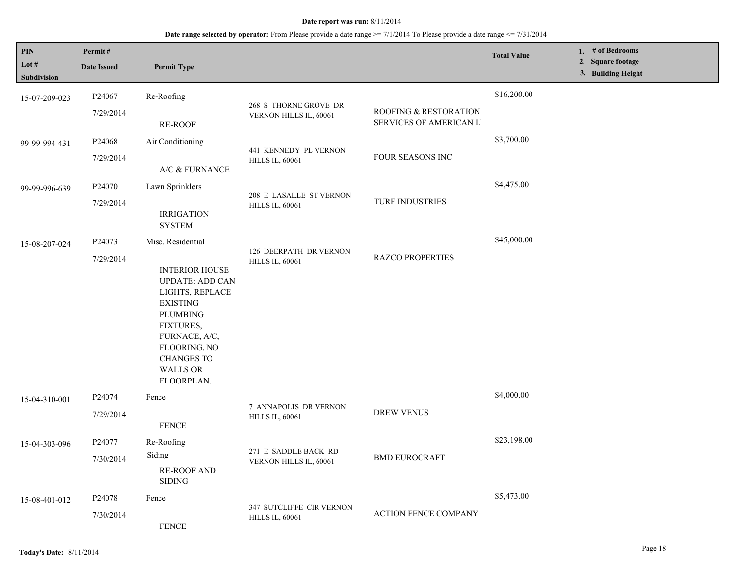**Date report was run:** 8/11/2014

**Date range selected by operator:** From Please provide a date range >= 7/1/2014 To Please provide a date range <= 7/31/2014

| PIN<br>Lot #<br>Subdivision | Permit #<br>Date Issued | Permit Type | | | Total Value | 1. # of Bedrooms<br>2. Square footage<br>3. Building Height |
|---|---|---|---|---|---|---|
| 15-07-209-023 | P24067<br>7/29/2014 | Re-Roofing<br>RE-ROOF | 268 S THORNE GROVE DR VERNON HILLS IL, 60061 | ROOFING & RESTORATION SERVICES OF AMERICAN L | $16,200.00 | |
| 99-99-994-431 | P24068<br>7/29/2014 | Air Conditioning<br>A/C & FURNANCE | 441 KENNEDY PL VERNON HILLS IL, 60061 | FOUR SEASONS INC | $3,700.00 | |
| 99-99-996-639 | P24070<br>7/29/2014 | Lawn Sprinklers<br>IRRIGATION SYSTEM | 208 E LASALLE ST VERNON HILLS IL, 60061 | TURF INDUSTRIES | $4,475.00 | |
| 15-08-207-024 | P24073<br>7/29/2014 | Misc. Residential<br>INTERIOR HOUSE UPDATE: ADD CAN LIGHTS, REPLACE EXISTING PLUMBING FIXTURES, FURNACE, A/C, FLOORING. NO CHANGES TO WALLS OR FLOORPLAN. | 126 DEERPATH DR VERNON HILLS IL, 60061 | RAZCO PROPERTIES | $45,000.00 | |
| 15-04-310-001 | P24074<br>7/29/2014 | Fence<br>FENCE | 7 ANNAPOLIS DR VERNON HILLS IL, 60061 | DREW VENUS | $4,000.00 | |
| 15-04-303-096 | P24077<br>7/30/2014 | Re-Roofing<br>Siding<br>RE-ROOF AND SIDING | 271 E SADDLE BACK RD VERNON HILLS IL, 60061 | BMD EUROCRAFT | $23,198.00 | |
| 15-08-401-012 | P24078<br>7/30/2014 | Fence<br>FENCE | 347 SUTCLIFFE CIR VERNON HILLS IL, 60061 | ACTION FENCE COMPANY | $5,473.00 | |

**Today's Date:** 8/11/2014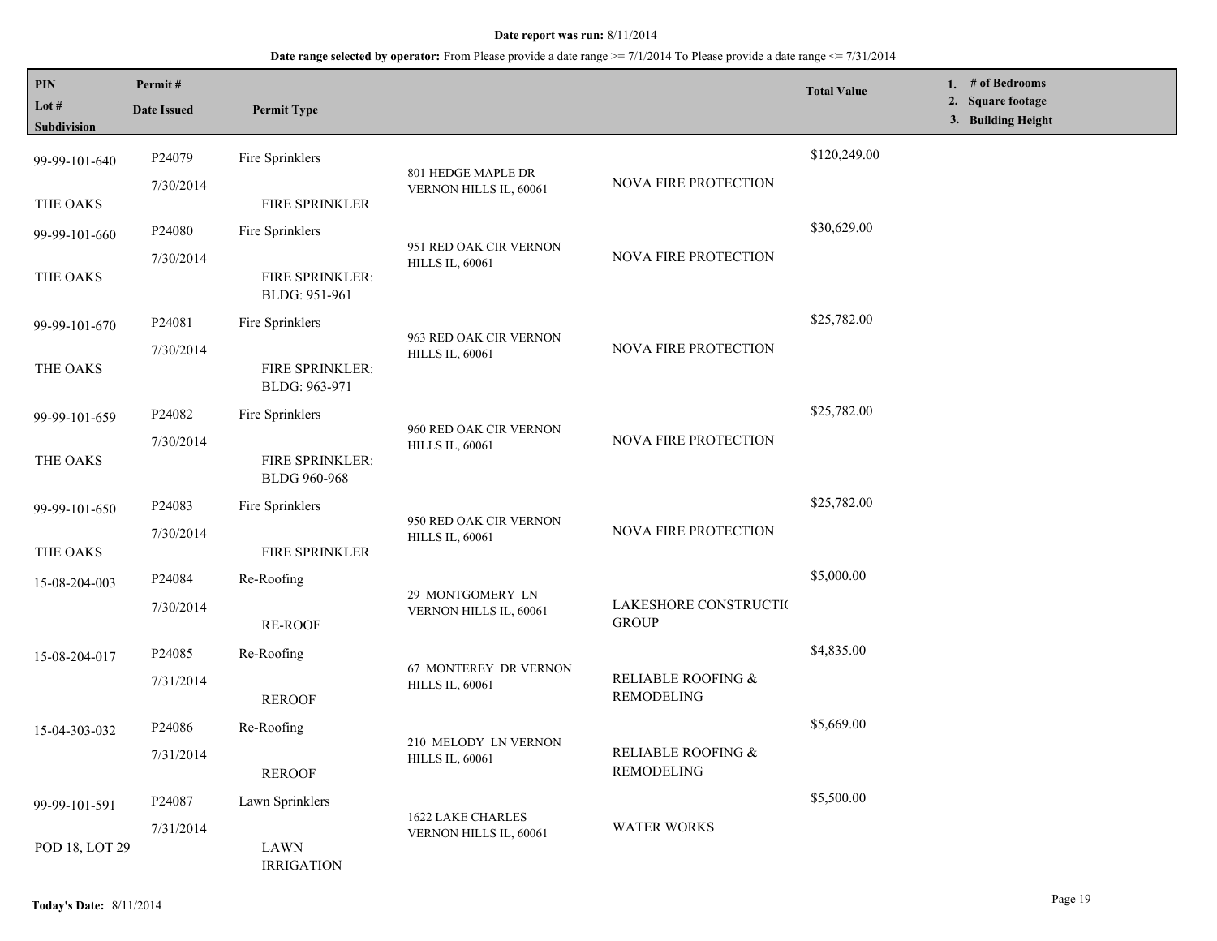**Date report was run:** 8/11/2014

**Date range selected by operator:** From Please provide a date range >= 7/1/2014 To Please provide a date range <= 7/31/2014

| PIN / Lot # / Subdivision | Permit # / Date Issued | Permit Type | | | Total Value | 1. # of Bedrooms 2. Square footage 3. Building Height |
|---|---|---|---|---|---|---|
| 99-99-101-640 THE OAKS | P24079 7/30/2014 | Fire Sprinklers FIRE SPRINKLER | 801 HEDGE MAPLE DR VERNON HILLS IL, 60061 | NOVA FIRE PROTECTION | $120,249.00 | |
| 99-99-101-660 THE OAKS | P24080 7/30/2014 | Fire Sprinklers FIRE SPRINKLER: BLDG: 951-961 | 951 RED OAK CIR VERNON HILLS IL, 60061 | NOVA FIRE PROTECTION | $30,629.00 | |
| 99-99-101-670 THE OAKS | P24081 7/30/2014 | Fire Sprinklers FIRE SPRINKLER: BLDG: 963-971 | 963 RED OAK CIR VERNON HILLS IL, 60061 | NOVA FIRE PROTECTION | $25,782.00 | |
| 99-99-101-659 THE OAKS | P24082 7/30/2014 | Fire Sprinklers FIRE SPRINKLER: BLDG 960-968 | 960 RED OAK CIR VERNON HILLS IL, 60061 | NOVA FIRE PROTECTION | $25,782.00 | |
| 99-99-101-650 THE OAKS | P24083 7/30/2014 | Fire Sprinklers FIRE SPRINKLER | 950 RED OAK CIR VERNON HILLS IL, 60061 | NOVA FIRE PROTECTION | $25,782.00 | |
| 15-08-204-003 | P24084 7/30/2014 | Re-Roofing RE-ROOF | 29 MONTGOMERY LN VERNON HILLS IL, 60061 | LAKESHORE CONSTRUCTI( GROUP | $5,000.00 | |
| 15-08-204-017 | P24085 7/31/2014 | Re-Roofing REROOF | 67 MONTEREY DR VERNON HILLS IL, 60061 | RELIABLE ROOFING & REMODELING | $4,835.00 | |
| 15-04-303-032 | P24086 7/31/2014 | Re-Roofing REROOF | 210 MELODY LN VERNON HILLS IL, 60061 | RELIABLE ROOFING & REMODELING | $5,669.00 | |
| 99-99-101-591 POD 18, LOT 29 | P24087 7/31/2014 | Lawn Sprinklers LAWN IRRIGATION | 1622 LAKE CHARLES VERNON HILLS IL, 60061 | WATER WORKS | $5,500.00 | |

**Today's Date:** 8/11/2014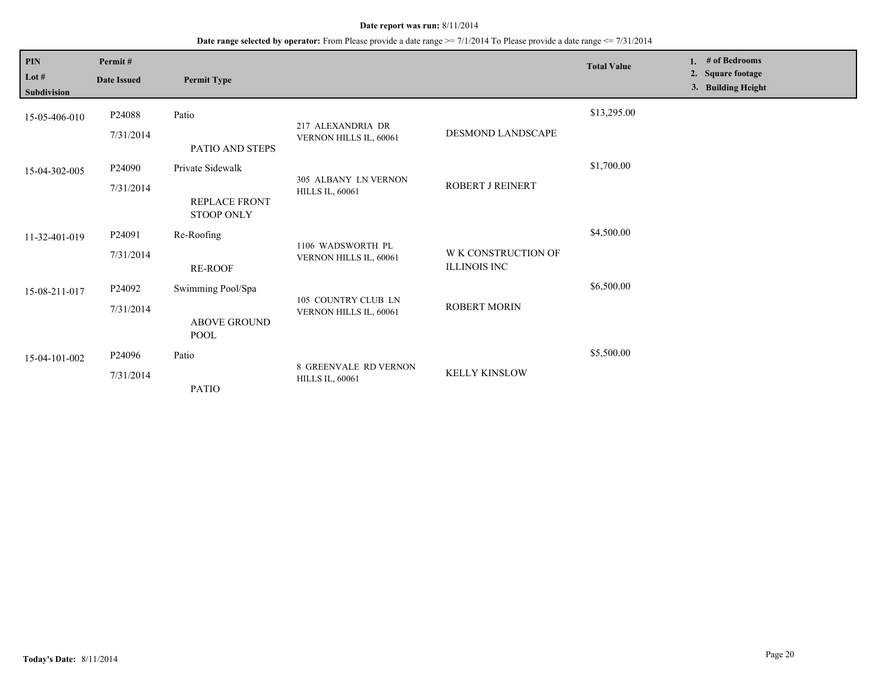**Date report was run:** 8/11/2014

**Date range selected by operator:** From Please provide a date range >= 7/1/2014 To Please provide a date range <= 7/31/2014

| PIN / Lot # / Subdivision | Permit # / Date Issued | Permit Type | | | Total Value | 1. # of Bedrooms 2. Square footage 3. Building Height |
|---|---|---|---|---|---|---|
| 15-05-406-010 | P24088 7/31/2014 | Patio PATIO AND STEPS | 217 ALEXANDRIA DR VERNON HILLS IL, 60061 | DESMOND LANDSCAPE | $13,295.00 | |
| 15-04-302-005 | P24090 7/31/2014 | Private Sidewalk REPLACE FRONT STOOP ONLY | 305 ALBANY LN VERNON HILLS IL, 60061 | ROBERT J REINERT | $1,700.00 | |
| 11-32-401-019 | P24091 7/31/2014 | Re-Roofing RE-ROOF | 1106 WADSWORTH PL VERNON HILLS IL, 60061 | W K CONSTRUCTION OF ILLINOIS INC | $4,500.00 | |
| 15-08-211-017 | P24092 7/31/2014 | Swimming Pool/Spa ABOVE GROUND POOL | 105 COUNTRY CLUB LN VERNON HILLS IL, 60061 | ROBERT MORIN | $6,500.00 | |
| 15-04-101-002 | P24096 7/31/2014 | Patio PATIO | 8 GREENVALE RD VERNON HILLS IL, 60061 | KELLY KINSLOW | $5,500.00 | |

**Today's Date:** 8/11/2014